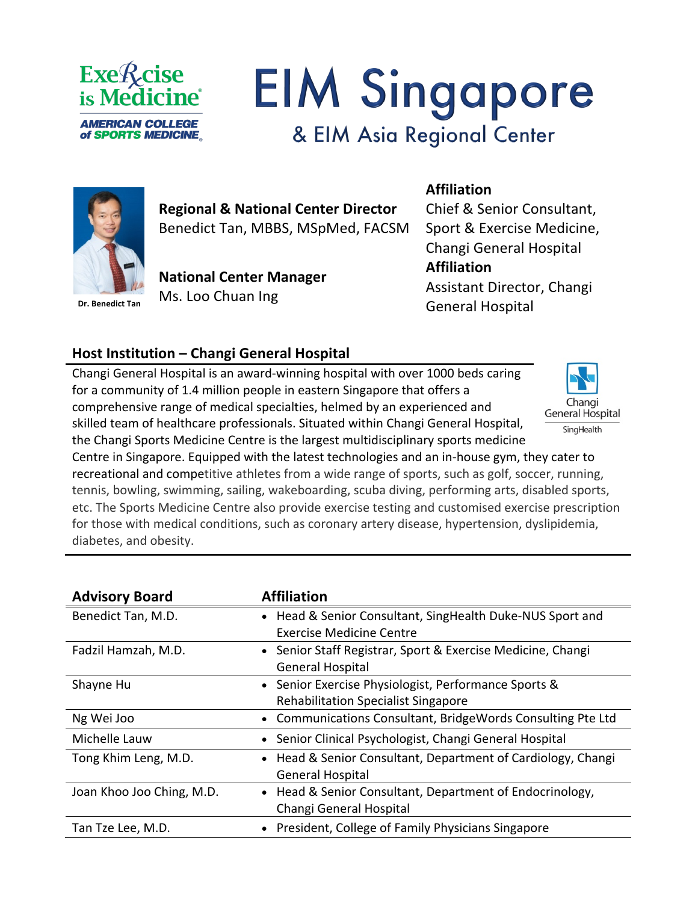# EIM Singapore

## & EIM Asia Regional Center

Dr. Benedict Tan

**Regional & National Center Director**
Benedict Tan, MBBS, MSpMed, FACSM

**Affiliation**
Chief & Senior Consultant, Sport & Exercise Medicine, Changi General Hospital

**National Center Manager**
Ms. Loo Chuan Ing

**Affiliation**
Assistant Director, Changi General Hospital

## Host Institution – Changi General Hospital

Changi General Hospital is an award-winning hospital with over 1000 beds caring for a community of 1.4 million people in eastern Singapore that offers a comprehensive range of medical specialties, helmed by an experienced and skilled team of healthcare professionals. Situated within Changi General Hospital, the Changi Sports Medicine Centre is the largest multidisciplinary sports medicine Centre in Singapore. Equipped with the latest technologies and an in-house gym, they cater to recreational and competitive athletes from a wide range of sports, such as golf, soccer, running, tennis, bowling, swimming, sailing, wakeboarding, scuba diving, performing arts, disabled sports, etc. The Sports Medicine Centre also provide exercise testing and customised exercise prescription for those with medical conditions, such as coronary artery disease, hypertension, dyslipidemia, diabetes, and obesity.

| Advisory Board | Affiliation |
|---|---|
| Benedict Tan, M.D. | • Head & Senior Consultant, SingHealth Duke-NUS Sport and Exercise Medicine Centre |
| Fadzil Hamzah, M.D. | • Senior Staff Registrar, Sport & Exercise Medicine, Changi General Hospital |
| Shayne Hu | • Senior Exercise Physiologist, Performance Sports & Rehabilitation Specialist Singapore |
| Ng Wei Joo | • Communications Consultant, BridgeWords Consulting Pte Ltd |
| Michelle Lauw | • Senior Clinical Psychologist, Changi General Hospital |
| Tong Khim Leng, M.D. | • Head & Senior Consultant, Department of Cardiology, Changi General Hospital |
| Joan Khoo Joo Ching, M.D. | • Head & Senior Consultant, Department of Endocrinology, Changi General Hospital |
| Tan Tze Lee, M.D. | • President, College of Family Physicians Singapore |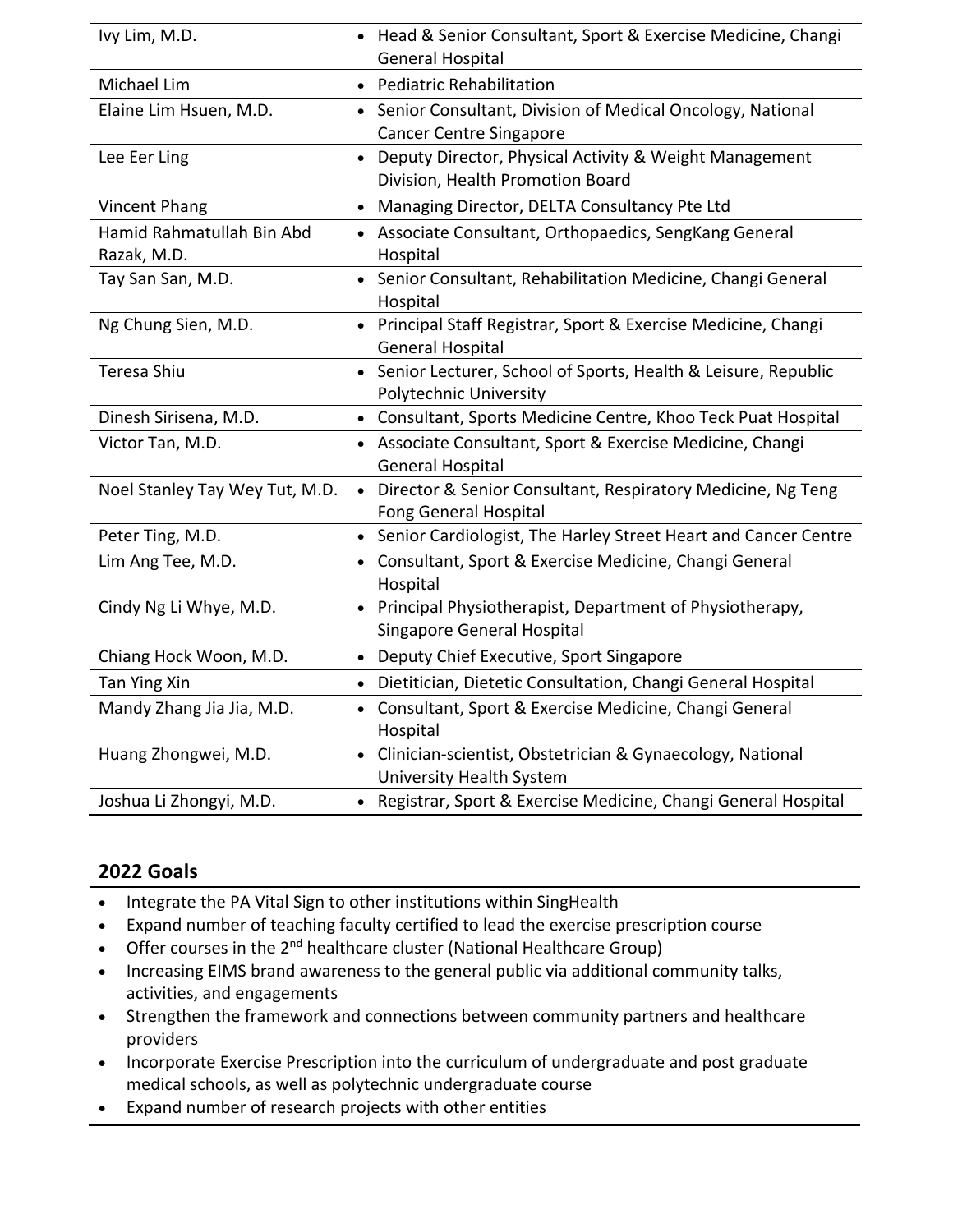| | |
|---|---|
| Ivy Lim, M.D. | • Head & Senior Consultant, Sport & Exercise Medicine, Changi General Hospital |
| Michael Lim | • Pediatric Rehabilitation |
| Elaine Lim Hsuen, M.D. | • Senior Consultant, Division of Medical Oncology, National Cancer Centre Singapore |
| Lee Eer Ling | • Deputy Director, Physical Activity & Weight Management Division, Health Promotion Board |
| Vincent Phang | • Managing Director, DELTA Consultancy Pte Ltd |
| Hamid Rahmatullah Bin Abd Razak, M.D. | • Associate Consultant, Orthopaedics, SengKang General Hospital |
| Tay San San, M.D. | • Senior Consultant, Rehabilitation Medicine, Changi General Hospital |
| Ng Chung Sien, M.D. | • Principal Staff Registrar, Sport & Exercise Medicine, Changi General Hospital |
| Teresa Shiu | • Senior Lecturer, School of Sports, Health & Leisure, Republic Polytechnic University |
| Dinesh Sirisena, M.D. | • Consultant, Sports Medicine Centre, Khoo Teck Puat Hospital |
| Victor Tan, M.D. | • Associate Consultant, Sport & Exercise Medicine, Changi General Hospital |
| Noel Stanley Tay Wey Tut, M.D. | • Director & Senior Consultant, Respiratory Medicine, Ng Teng Fong General Hospital |
| Peter Ting, M.D. | • Senior Cardiologist, The Harley Street Heart and Cancer Centre |
| Lim Ang Tee, M.D. | • Consultant, Sport & Exercise Medicine, Changi General Hospital |
| Cindy Ng Li Whye, M.D. | • Principal Physiotherapist, Department of Physiotherapy, Singapore General Hospital |
| Chiang Hock Woon, M.D. | • Deputy Chief Executive, Sport Singapore |
| Tan Ying Xin | • Dietitician, Dietetic Consultation, Changi General Hospital |
| Mandy Zhang Jia Jia, M.D. | • Consultant, Sport & Exercise Medicine, Changi General Hospital |
| Huang Zhongwei, M.D. | • Clinician-scientist, Obstetrician & Gynaecology, National University Health System |
| Joshua Li Zhongyi, M.D. | • Registrar, Sport & Exercise Medicine, Changi General Hospital |

## 2022 Goals

- Integrate the PA Vital Sign to other institutions within SingHealth
- Expand number of teaching faculty certified to lead the exercise prescription course
- Offer courses in the 2nd healthcare cluster (National Healthcare Group)
- Increasing EIMS brand awareness to the general public via additional community talks, activities, and engagements
- Strengthen the framework and connections between community partners and healthcare providers
- Incorporate Exercise Prescription into the curriculum of undergraduate and post graduate medical schools, as well as polytechnic undergraduate course
- Expand number of research projects with other entities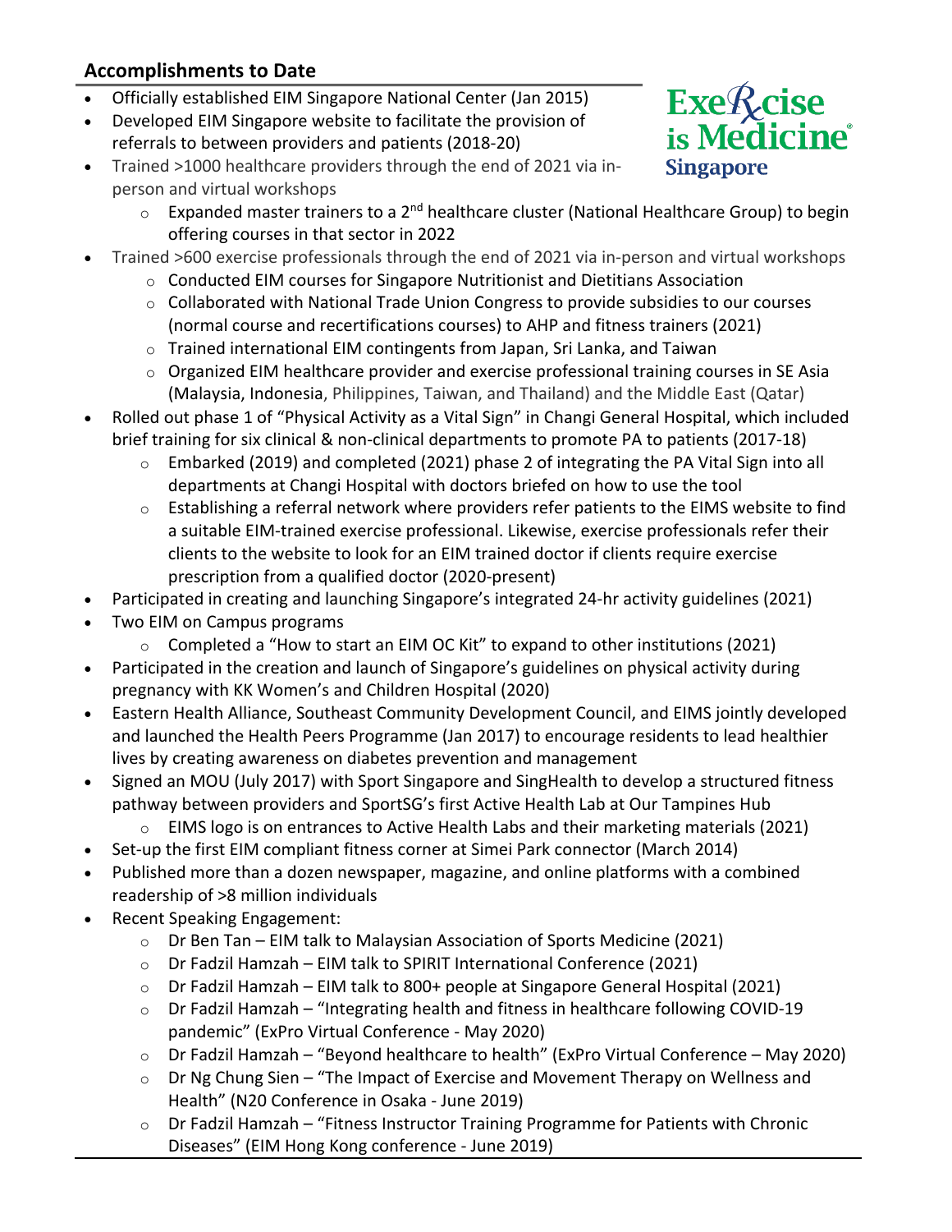## Accomplishments to Date

- Officially established EIM Singapore National Center (Jan 2015)
- Developed EIM Singapore website to facilitate the provision of referrals to between providers and patients (2018-20)
- Trained >1000 healthcare providers through the end of 2021 via in-person and virtual workshops
  - Expanded master trainers to a 2nd healthcare cluster (National Healthcare Group) to begin offering courses in that sector in 2022
- Trained >600 exercise professionals through the end of 2021 via in-person and virtual workshops
  - Conducted EIM courses for Singapore Nutritionist and Dietitians Association
  - Collaborated with National Trade Union Congress to provide subsidies to our courses (normal course and recertifications courses) to AHP and fitness trainers (2021)
  - Trained international EIM contingents from Japan, Sri Lanka, and Taiwan
  - Organized EIM healthcare provider and exercise professional training courses in SE Asia (Malaysia, Indonesia, Philippines, Taiwan, and Thailand) and the Middle East (Qatar)
- Rolled out phase 1 of "Physical Activity as a Vital Sign" in Changi General Hospital, which included brief training for six clinical & non-clinical departments to promote PA to patients (2017-18)
  - Embarked (2019) and completed (2021) phase 2 of integrating the PA Vital Sign into all departments at Changi Hospital with doctors briefed on how to use the tool
  - Establishing a referral network where providers refer patients to the EIMS website to find a suitable EIM-trained exercise professional. Likewise, exercise professionals refer their clients to the website to look for an EIM trained doctor if clients require exercise prescription from a qualified doctor (2020-present)
- Participated in creating and launching Singapore's integrated 24-hr activity guidelines (2021)
- Two EIM on Campus programs
  - Completed a "How to start an EIM OC Kit" to expand to other institutions (2021)
- Participated in the creation and launch of Singapore's guidelines on physical activity during pregnancy with KK Women's and Children Hospital (2020)
- Eastern Health Alliance, Southeast Community Development Council, and EIMS jointly developed and launched the Health Peers Programme (Jan 2017) to encourage residents to lead healthier lives by creating awareness on diabetes prevention and management
- Signed an MOU (July 2017) with Sport Singapore and SingHealth to develop a structured fitness pathway between providers and SportSG's first Active Health Lab at Our Tampines Hub
  - EIMS logo is on entrances to Active Health Labs and their marketing materials (2021)
- Set-up the first EIM compliant fitness corner at Simei Park connector (March 2014)
- Published more than a dozen newspaper, magazine, and online platforms with a combined readership of >8 million individuals
- Recent Speaking Engagement:
  - Dr Ben Tan – EIM talk to Malaysian Association of Sports Medicine (2021)
  - Dr Fadzil Hamzah – EIM talk to SPIRIT International Conference (2021)
  - Dr Fadzil Hamzah – EIM talk to 800+ people at Singapore General Hospital (2021)
  - Dr Fadzil Hamzah – "Integrating health and fitness in healthcare following COVID-19 pandemic" (ExPro Virtual Conference - May 2020)
  - Dr Fadzil Hamzah – "Beyond healthcare to health" (ExPro Virtual Conference – May 2020)
  - Dr Ng Chung Sien – "The Impact of Exercise and Movement Therapy on Wellness and Health" (N20 Conference in Osaka - June 2019)
  - Dr Fadzil Hamzah – "Fitness Instructor Training Programme for Patients with Chronic Diseases" (EIM Hong Kong conference - June 2019)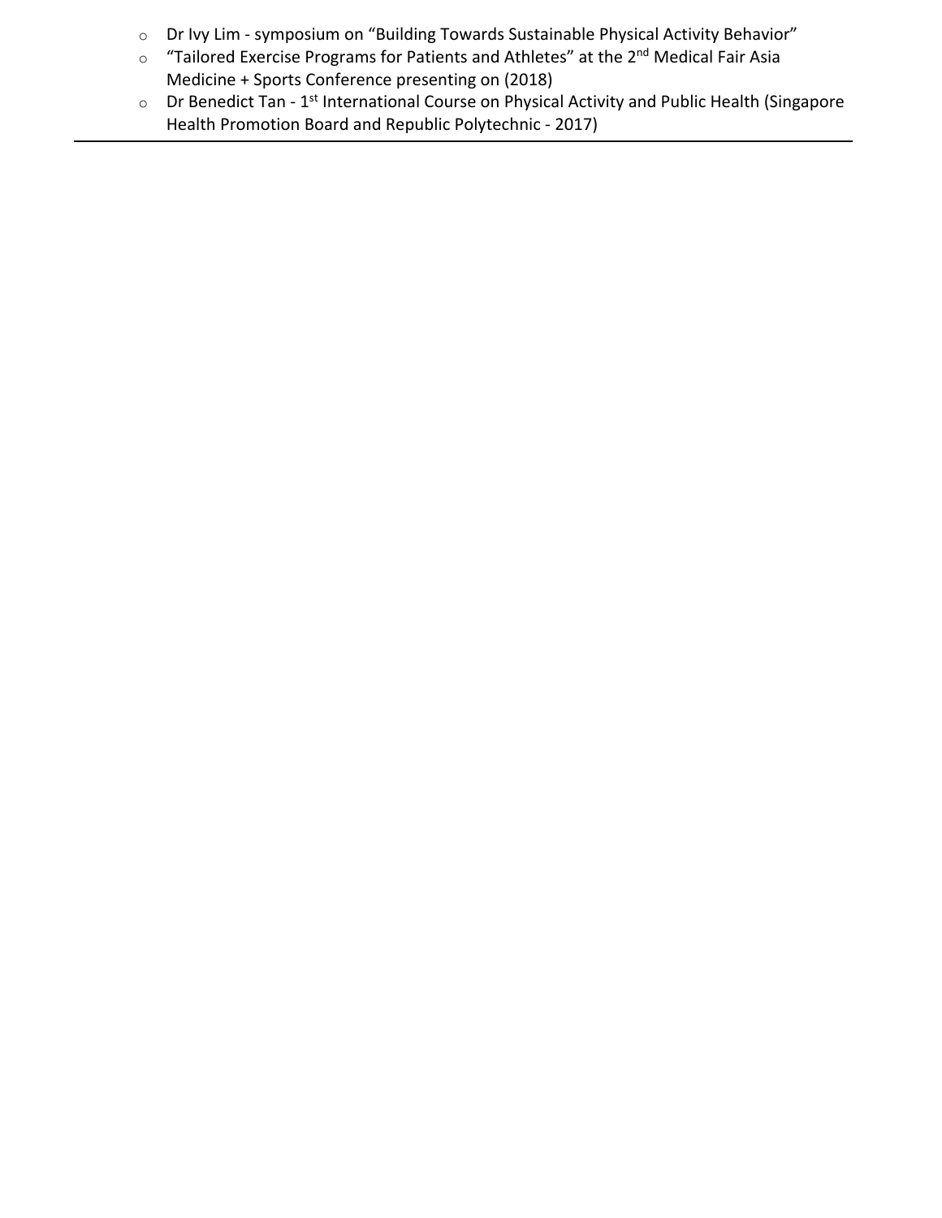- Dr Ivy Lim - symposium on "Building Towards Sustainable Physical Activity Behavior"
- "Tailored Exercise Programs for Patients and Athletes" at the 2nd Medical Fair Asia Medicine + Sports Conference presenting on (2018)
- Dr Benedict Tan - 1st International Course on Physical Activity and Public Health (Singapore Health Promotion Board and Republic Polytechnic - 2017)

---